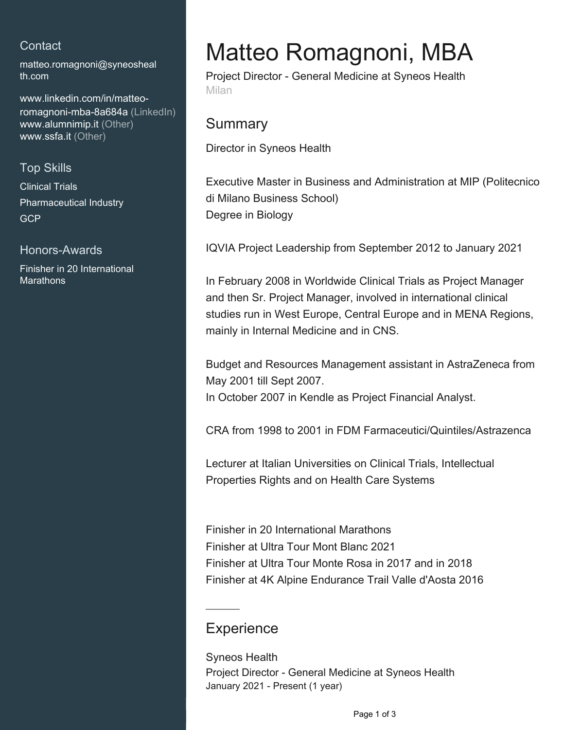## Contact

matteo.romagnoni@syneoshealth.com

www.linkedin.com/in/matteo-romagnoni-mba-8a684a (LinkedIn)
www.alumnimip.it (Other)
www.ssfa.it (Other)

## Top Skills

Clinical Trials
Pharmaceutical Industry
GCP

## Honors-Awards

Finisher in 20 International Marathons

# Matteo Romagnoni, MBA

Project Director - General Medicine at Syneos Health
Milan

## Summary

Director in Syneos Health

Executive Master in Business and Administration at MIP (Politecnico di Milano Business School)
Degree in Biology

IQVIA Project Leadership from September 2012 to January 2021

In February 2008 in Worldwide Clinical Trials as Project Manager and then Sr. Project Manager, involved in international clinical studies run in West Europe, Central Europe and in MENA Regions, mainly in Internal Medicine and in CNS.

Budget and Resources Management assistant in AstraZeneca from May 2001 till Sept 2007.
In October 2007 in Kendle as Project Financial Analyst.

CRA from 1998 to 2001 in FDM Farmaceutici/Quintiles/Astrazenca

Lecturer at Italian Universities on Clinical Trials, Intellectual Properties Rights and on Health Care Systems

Finisher in 20 International Marathons
Finisher at Ultra Tour Mont Blanc 2021
Finisher at Ultra Tour Monte Rosa in 2017 and in 2018
Finisher at 4K Alpine Endurance Trail Valle d'Aosta 2016

## Experience

Syneos Health
Project Director - General Medicine at Syneos Health
January 2021 - Present (1 year)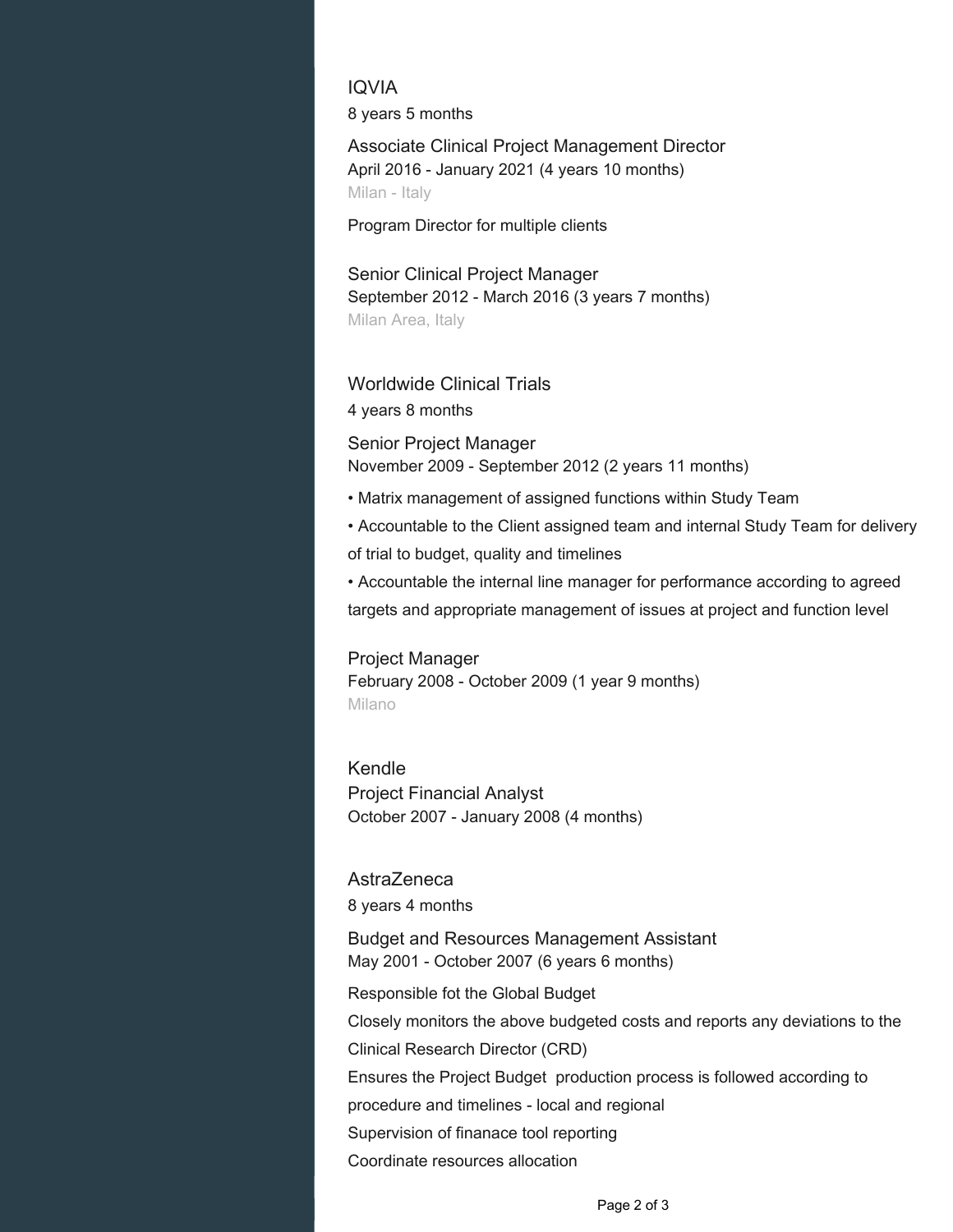### IQVIA

8 years 5 months

#### Associate Clinical Project Management Director

April 2016 - January 2021 (4 years 10 months)

Milan - Italy

Program Director for multiple clients

#### Senior Clinical Project Manager

September 2012 - March 2016 (3 years 7 months)

Milan Area, Italy

### Worldwide Clinical Trials

4 years 8 months

#### Senior Project Manager

November 2009 - September 2012 (2 years 11 months)

- Matrix management of assigned functions within Study Team
- Accountable to the Client assigned team and internal Study Team for delivery of trial to budget, quality and timelines
- Accountable the internal line manager for performance according to agreed targets and appropriate management of issues at project and function level

#### Project Manager

February 2008 - October 2009 (1 year 9 months)

Milano

### Kendle

#### Project Financial Analyst

October 2007 - January 2008 (4 months)

### AstraZeneca

8 years 4 months

#### Budget and Resources Management Assistant

May 2001 - October 2007 (6 years 6 months)

Responsible fot the Global Budget

Closely monitors the above budgeted costs and reports any deviations to the Clinical Research Director (CRD)

Ensures the Project Budget production process is followed according to procedure and timelines - local and regional

Supervision of finanace tool reporting

Coordinate resources allocation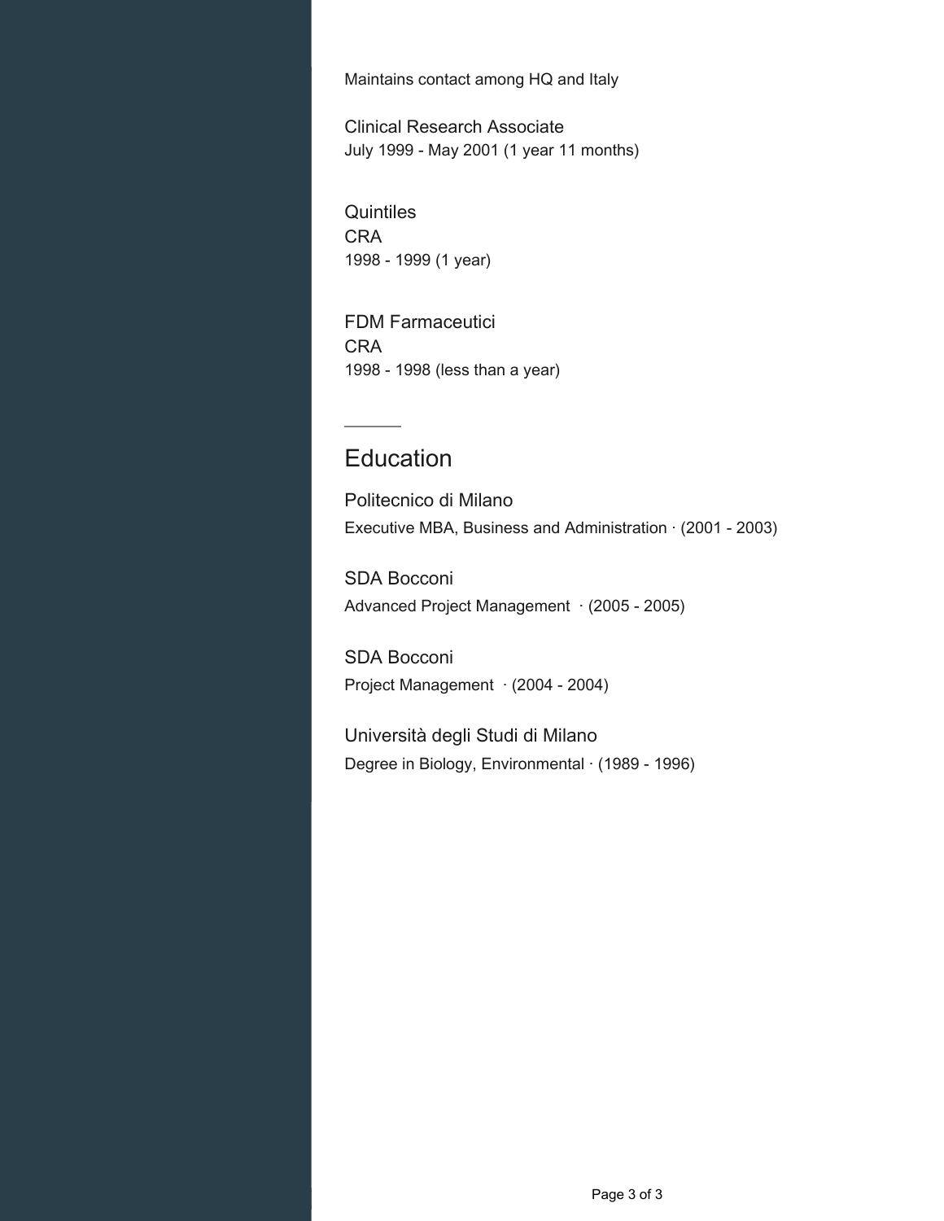Maintains contact among HQ and Italy

Clinical Research Associate
July 1999 - May 2001 (1 year 11 months)

Quintiles
CRA
1998 - 1999 (1 year)

FDM Farmaceutici
CRA
1998 - 1998 (less than a year)

## Education

Politecnico di Milano
Executive MBA, Business and Administration · (2001 - 2003)

SDA Bocconi
Advanced Project Management · (2005 - 2005)

SDA Bocconi
Project Management · (2004 - 2004)

Università degli Studi di Milano
Degree in Biology, Environmental · (1989 - 1996)